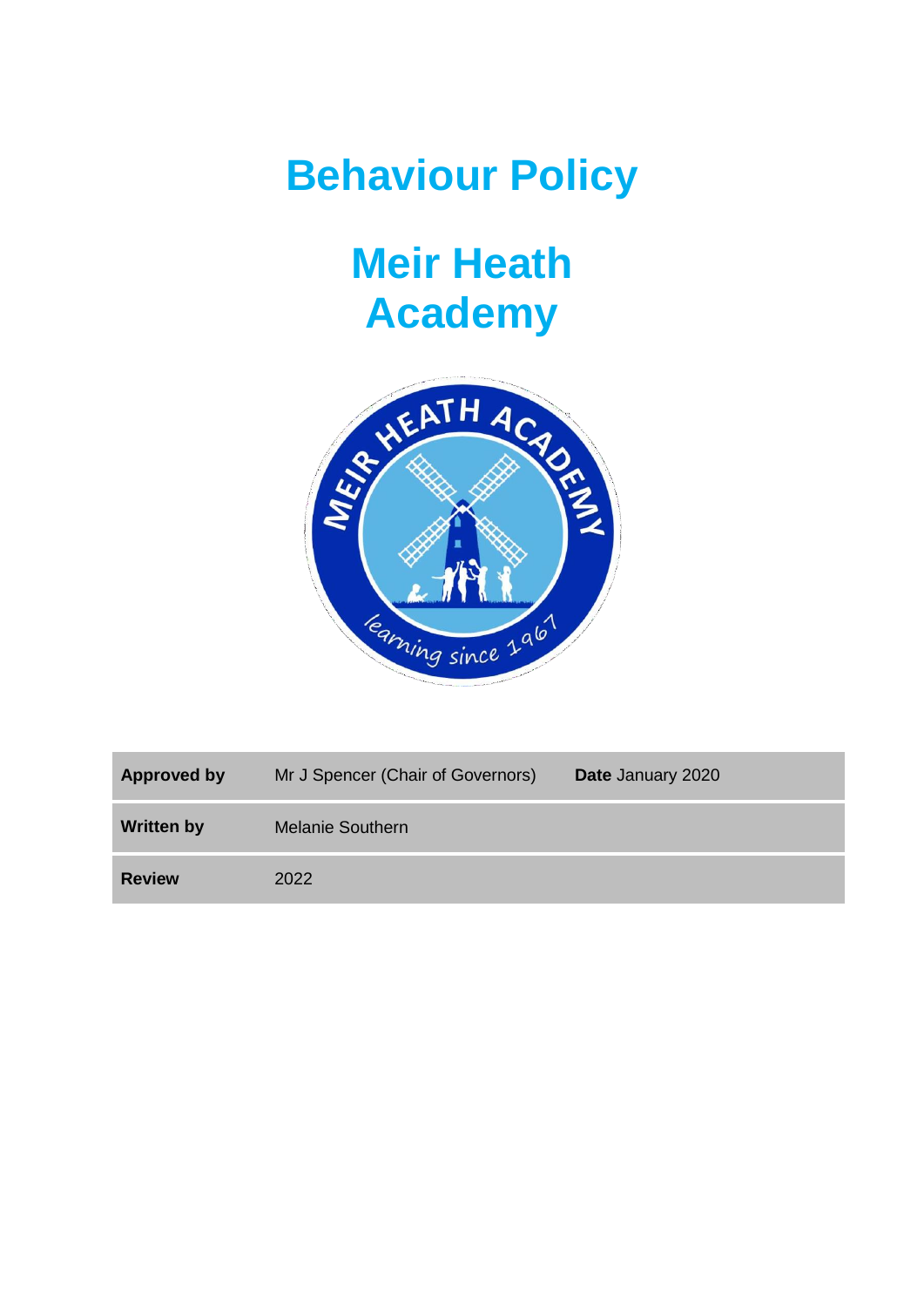# Behaviour Policy

# Meir Heath Academy

| **Approved by** | Mr J Spencer (Chair of Governors) | **Date** January 2020 |
|---|---|---|
| **Written by** | Melanie Southern | |
| **Review** | 2022 | |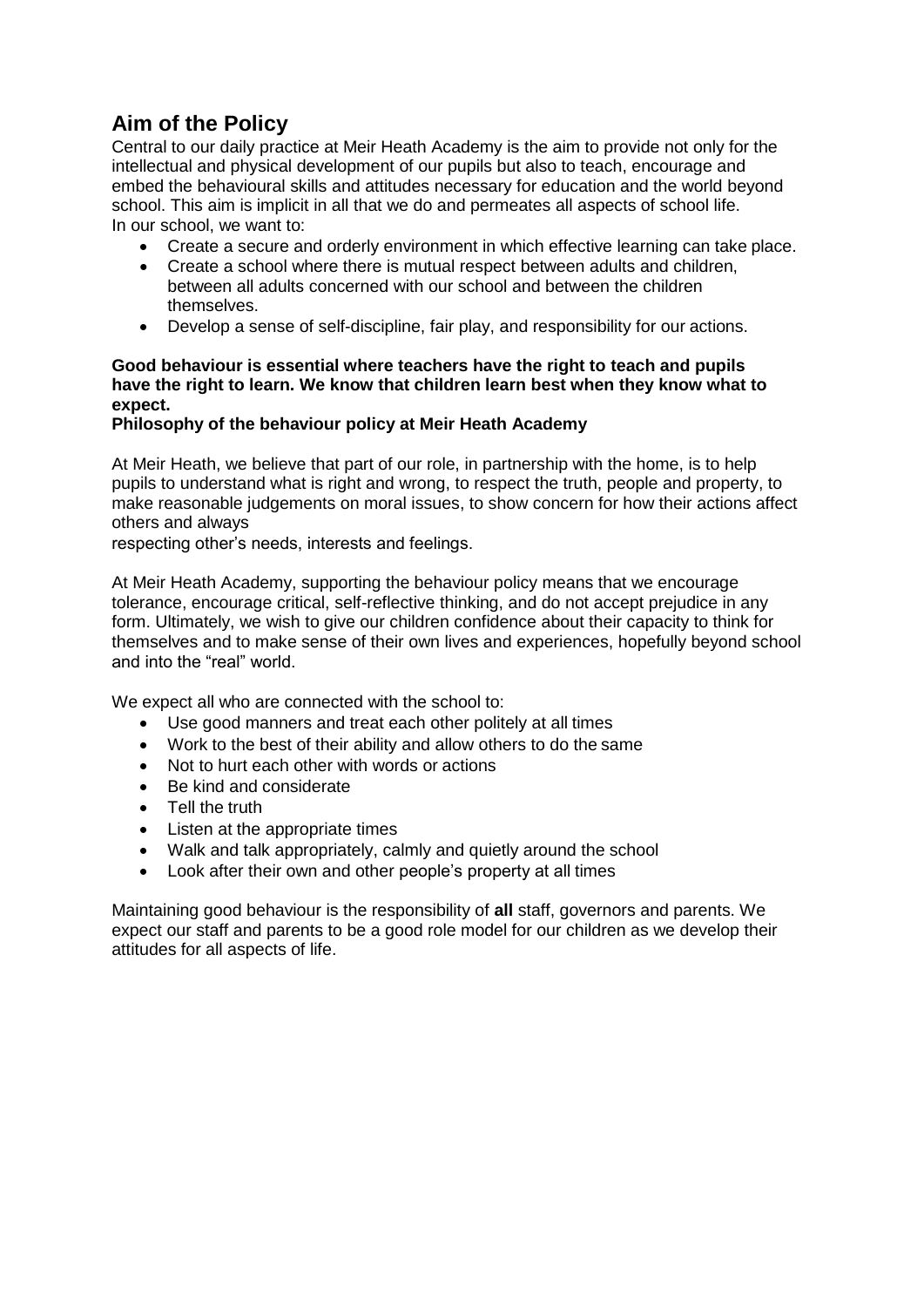## Aim of the Policy

Central to our daily practice at Meir Heath Academy is the aim to provide not only for the intellectual and physical development of our pupils but also to teach, encourage and embed the behavioural skills and attitudes necessary for education and the world beyond school. This aim is implicit in all that we do and permeates all aspects of school life. In our school, we want to:

- Create a secure and orderly environment in which effective learning can take place.
- Create a school where there is mutual respect between adults and children, between all adults concerned with our school and between the children themselves.
- Develop a sense of self-discipline, fair play, and responsibility for our actions.

**Good behaviour is essential where teachers have the right to teach and pupils have the right to learn. We know that children learn best when they know what to expect.**

**Philosophy of the behaviour policy at Meir Heath Academy**

At Meir Heath, we believe that part of our role, in partnership with the home, is to help pupils to understand what is right and wrong, to respect the truth, people and property, to make reasonable judgements on moral issues, to show concern for how their actions affect others and always
respecting other's needs, interests and feelings.

At Meir Heath Academy, supporting the behaviour policy means that we encourage tolerance, encourage critical, self-reflective thinking, and do not accept prejudice in any form. Ultimately, we wish to give our children confidence about their capacity to think for themselves and to make sense of their own lives and experiences, hopefully beyond school and into the "real" world.

We expect all who are connected with the school to:

- Use good manners and treat each other politely at all times
- Work to the best of their ability and allow others to do the same
- Not to hurt each other with words or actions
- Be kind and considerate
- Tell the truth
- Listen at the appropriate times
- Walk and talk appropriately, calmly and quietly around the school
- Look after their own and other people's property at all times

Maintaining good behaviour is the responsibility of **all** staff, governors and parents. We expect our staff and parents to be a good role model for our children as we develop their attitudes for all aspects of life.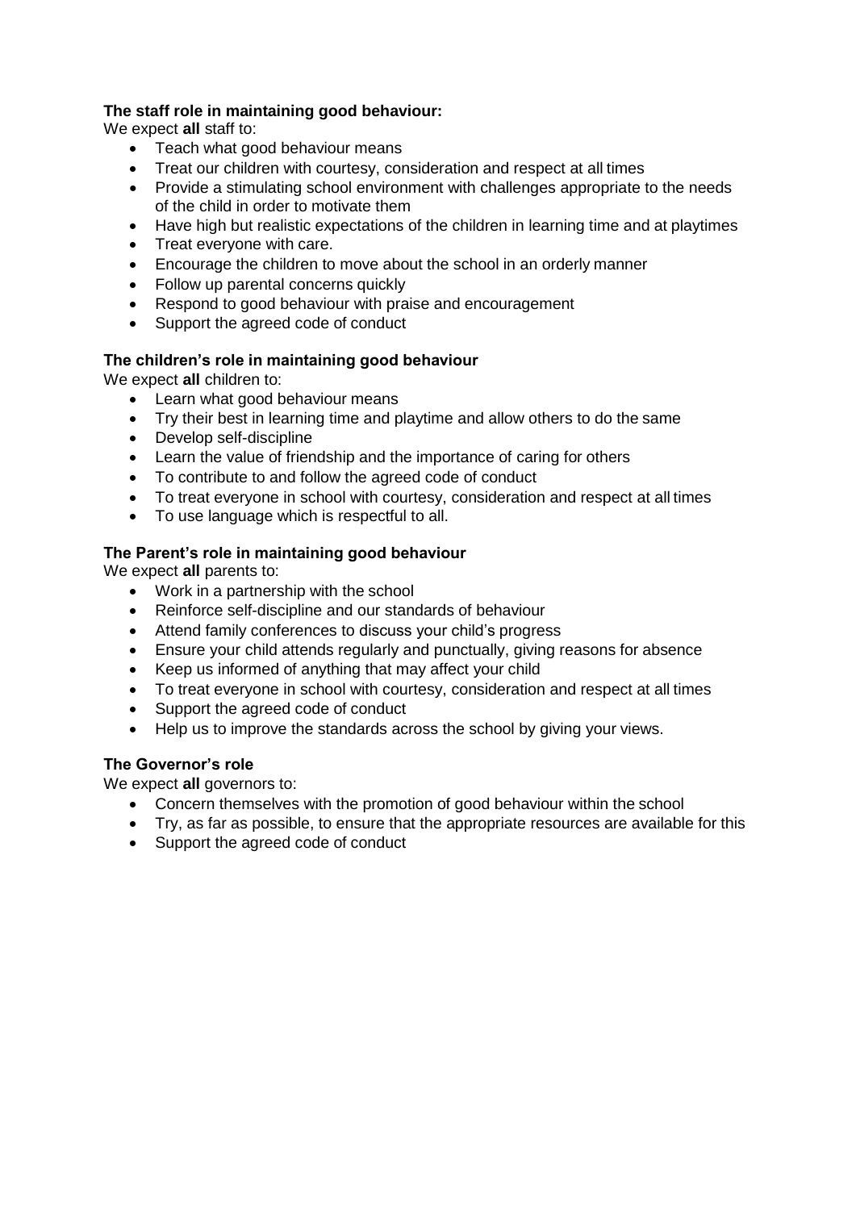**The staff role in maintaining good behaviour:**

We expect **all** staff to:

- Teach what good behaviour means
- Treat our children with courtesy, consideration and respect at all times
- Provide a stimulating school environment with challenges appropriate to the needs of the child in order to motivate them
- Have high but realistic expectations of the children in learning time and at playtimes
- Treat everyone with care.
- Encourage the children to move about the school in an orderly manner
- Follow up parental concerns quickly
- Respond to good behaviour with praise and encouragement
- Support the agreed code of conduct

**The children's role in maintaining good behaviour**

We expect **all** children to:

- Learn what good behaviour means
- Try their best in learning time and playtime and allow others to do the same
- Develop self-discipline
- Learn the value of friendship and the importance of caring for others
- To contribute to and follow the agreed code of conduct
- To treat everyone in school with courtesy, consideration and respect at all times
- To use language which is respectful to all.

**The Parent's role in maintaining good behaviour**

We expect **all** parents to:

- Work in a partnership with the school
- Reinforce self-discipline and our standards of behaviour
- Attend family conferences to discuss your child's progress
- Ensure your child attends regularly and punctually, giving reasons for absence
- Keep us informed of anything that may affect your child
- To treat everyone in school with courtesy, consideration and respect at all times
- Support the agreed code of conduct
- Help us to improve the standards across the school by giving your views.

**The Governor's role**

We expect **all** governors to:

- Concern themselves with the promotion of good behaviour within the school
- Try, as far as possible, to ensure that the appropriate resources are available for this
- Support the agreed code of conduct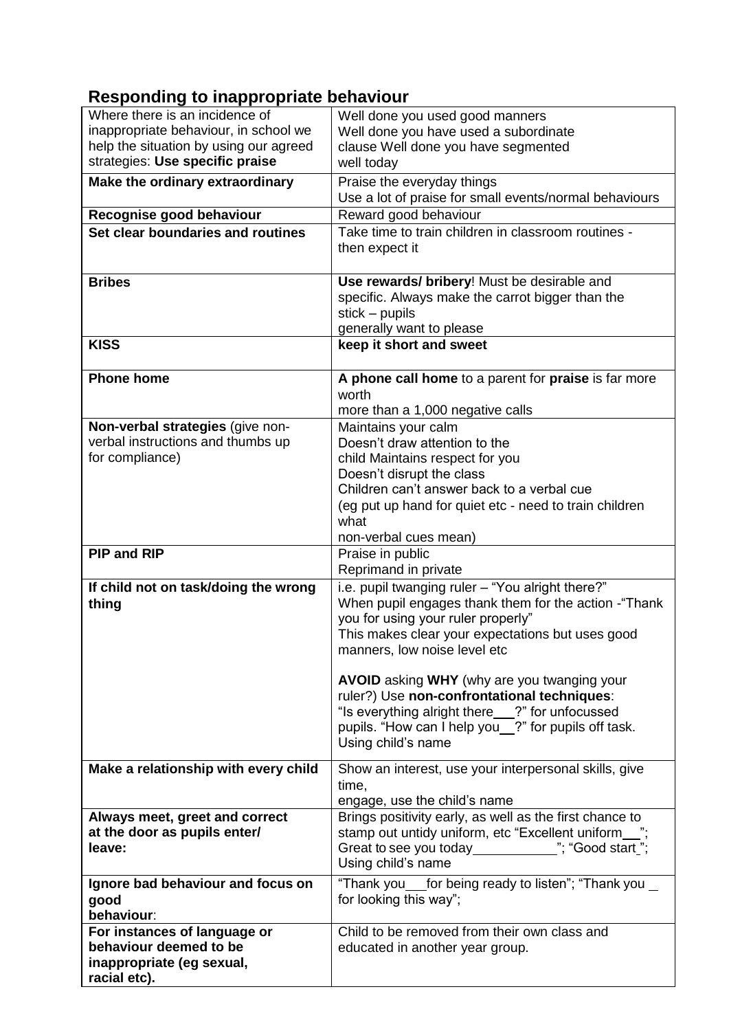## Responding to inappropriate behaviour

| Where there is an incidence of inappropriate behaviour, in school we help the situation by using our agreed strategies: **Use specific praise** | Well done you used good manners Well done you have used a subordinate clause Well done you have segmented well today |
|---|---|
| **Make the ordinary extraordinary** | Praise the everyday things Use a lot of praise for small events/normal behaviours |
| **Recognise good behaviour** | Reward good behaviour |
| **Set clear boundaries and routines** | Take time to train children in classroom routines - then expect it |
| **Bribes** | **Use rewards/ bribery**! Must be desirable and specific. Always make the carrot bigger than the stick – pupils generally want to please |
| **KISS** | **keep it short and sweet** |
| **Phone home** | **A phone call home** to a parent for **praise** is far more worth more than a 1,000 negative calls |
| **Non-verbal strategies** (give non-verbal instructions and thumbs up for compliance) | Maintains your calm Doesn't draw attention to the child Maintains respect for you Doesn't disrupt the class Children can't answer back to a verbal cue (eg put up hand for quiet etc - need to train children what non-verbal cues mean) |
| **PIP and RIP** | Praise in public Reprimand in private |
| **If child not on task/doing the wrong thing** | i.e. pupil twanging ruler – "You alright there?" When pupil engages thank them for the action -"Thank you for using your ruler properly" This makes clear your expectations but uses good manners, low noise level etc<br><br>**AVOID** asking **WHY** (why are you twanging your ruler?) Use **non-confrontational techniques**: "Is everything alright there\_\_?" for unfocussed pupils. "How can I help you\_\_?" for pupils off task. Using child's name |
| **Make a relationship with every child** | Show an interest, use your interpersonal skills, give time, engage, use the child's name |
| **Always meet, greet and correct at the door as pupils enter/ leave:** | Brings positivity early, as well as the first chance to stamp out untidy uniform, etc "Excellent uniform\_\_"; Great to see you today\_\_\_\_\_\_\_\_\_\_\_"; "Good start\_"; Using child's name |
| **Ignore bad behaviour and focus on good behaviour**: | "Thank you\_\_for being ready to listen"; "Thank you \_ for looking this way"; |
| **For instances of language or behaviour deemed to be inappropriate (eg sexual, racial etc).** | Child to be removed from their own class and educated in another year group. |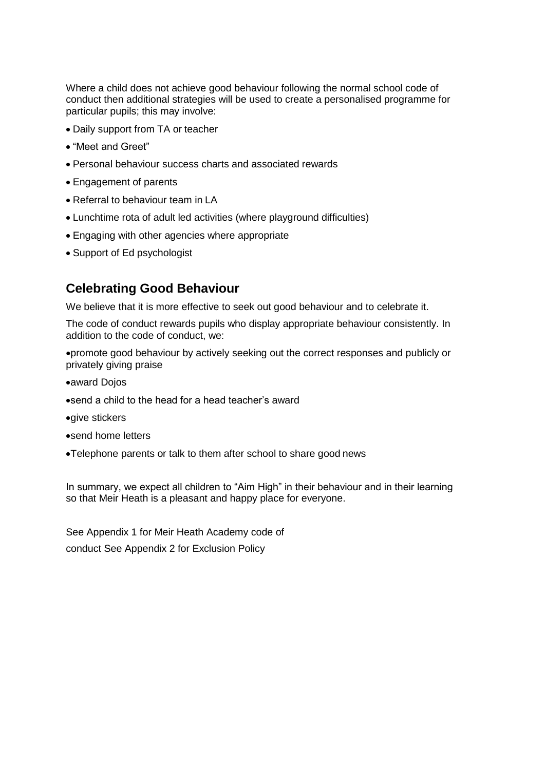Where a child does not achieve good behaviour following the normal school code of conduct then additional strategies will be used to create a personalised programme for particular pupils; this may involve:

- Daily support from TA or teacher
- "Meet and Greet"
- Personal behaviour success charts and associated rewards
- Engagement of parents
- Referral to behaviour team in LA
- Lunchtime rota of adult led activities (where playground difficulties)
- Engaging with other agencies where appropriate
- Support of Ed psychologist

## Celebrating Good Behaviour

We believe that it is more effective to seek out good behaviour and to celebrate it.

The code of conduct rewards pupils who display appropriate behaviour consistently. In addition to the code of conduct, we:

- promote good behaviour by actively seeking out the correct responses and publicly or privately giving praise
- award Dojos
- send a child to the head for a head teacher's award
- give stickers
- send home letters
- Telephone parents or talk to them after school to share good news

In summary, we expect all children to "Aim High" in their behaviour and in their learning so that Meir Heath is a pleasant and happy place for everyone.

See Appendix 1 for Meir Heath Academy code of conduct See Appendix 2 for Exclusion Policy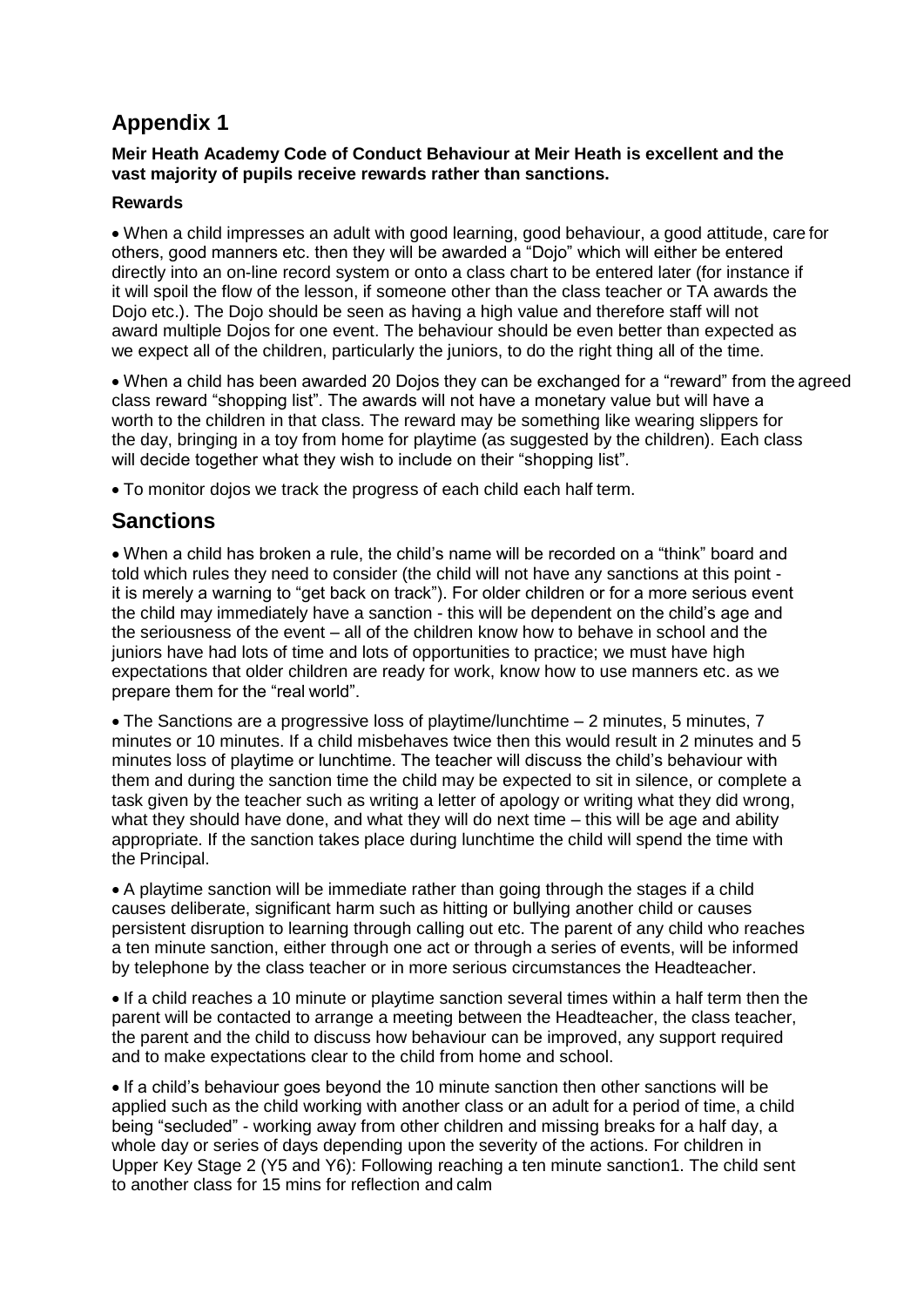# Appendix 1

**Meir Heath Academy Code of Conduct Behaviour at Meir Heath is excellent and the vast majority of pupils receive rewards rather than sanctions.**

**Rewards**

- When a child impresses an adult with good learning, good behaviour, a good attitude, care for others, good manners etc. then they will be awarded a "Dojo" which will either be entered directly into an on-line record system or onto a class chart to be entered later (for instance if it will spoil the flow of the lesson, if someone other than the class teacher or TA awards the Dojo etc.). The Dojo should be seen as having a high value and therefore staff will not award multiple Dojos for one event. The behaviour should be even better than expected as we expect all of the children, particularly the juniors, to do the right thing all of the time.
- When a child has been awarded 20 Dojos they can be exchanged for a "reward" from the agreed class reward "shopping list". The awards will not have a monetary value but will have a worth to the children in that class. The reward may be something like wearing slippers for the day, bringing in a toy from home for playtime (as suggested by the children). Each class will decide together what they wish to include on their "shopping list".
- To monitor dojos we track the progress of each child each half term.

## Sanctions

- When a child has broken a rule, the child's name will be recorded on a "think" board and told which rules they need to consider (the child will not have any sanctions at this point - it is merely a warning to "get back on track"). For older children or for a more serious event the child may immediately have a sanction - this will be dependent on the child's age and the seriousness of the event – all of the children know how to behave in school and the juniors have had lots of time and lots of opportunities to practice; we must have high expectations that older children are ready for work, know how to use manners etc. as we prepare them for the "real world".
- The Sanctions are a progressive loss of playtime/lunchtime – 2 minutes, 5 minutes, 7 minutes or 10 minutes. If a child misbehaves twice then this would result in 2 minutes and 5 minutes loss of playtime or lunchtime. The teacher will discuss the child's behaviour with them and during the sanction time the child may be expected to sit in silence, or complete a task given by the teacher such as writing a letter of apology or writing what they did wrong, what they should have done, and what they will do next time – this will be age and ability appropriate. If the sanction takes place during lunchtime the child will spend the time with the Principal.
- A playtime sanction will be immediate rather than going through the stages if a child causes deliberate, significant harm such as hitting or bullying another child or causes persistent disruption to learning through calling out etc. The parent of any child who reaches a ten minute sanction, either through one act or through a series of events, will be informed by telephone by the class teacher or in more serious circumstances the Headteacher.
- If a child reaches a 10 minute or playtime sanction several times within a half term then the parent will be contacted to arrange a meeting between the Headteacher, the class teacher, the parent and the child to discuss how behaviour can be improved, any support required and to make expectations clear to the child from home and school.
- If a child's behaviour goes beyond the 10 minute sanction then other sanctions will be applied such as the child working with another class or an adult for a period of time, a child being "secluded" - working away from other children and missing breaks for a half day, a whole day or series of days depending upon the severity of the actions. For children in Upper Key Stage 2 (Y5 and Y6): Following reaching a ten minute sanction1. The child sent to another class for 15 mins for reflection and calm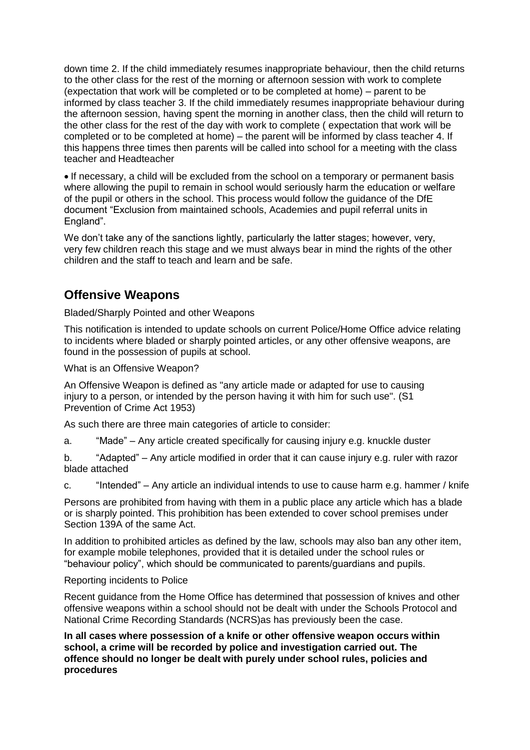down time 2. If the child immediately resumes inappropriate behaviour, then the child returns to the other class for the rest of the morning or afternoon session with work to complete (expectation that work will be completed or to be completed at home) – parent to be informed by class teacher 3. If the child immediately resumes inappropriate behaviour during the afternoon session, having spent the morning in another class, then the child will return to the other class for the rest of the day with work to complete ( expectation that work will be completed or to be completed at home) – the parent will be informed by class teacher 4. If this happens three times then parents will be called into school for a meeting with the class teacher and Headteacher

- If necessary, a child will be excluded from the school on a temporary or permanent basis where allowing the pupil to remain in school would seriously harm the education or welfare of the pupil or others in the school. This process would follow the guidance of the DfE document "Exclusion from maintained schools, Academies and pupil referral units in England".

We don't take any of the sanctions lightly, particularly the latter stages; however, very, very few children reach this stage and we must always bear in mind the rights of the other children and the staff to teach and learn and be safe.

## Offensive Weapons

Bladed/Sharply Pointed and other Weapons

This notification is intended to update schools on current Police/Home Office advice relating to incidents where bladed or sharply pointed articles, or any other offensive weapons, are found in the possession of pupils at school.

What is an Offensive Weapon?

An Offensive Weapon is defined as "any article made or adapted for use to causing injury to a person, or intended by the person having it with him for such use". (S1 Prevention of Crime Act 1953)

As such there are three main categories of article to consider:

a. "Made" – Any article created specifically for causing injury e.g. knuckle duster

b. "Adapted" – Any article modified in order that it can cause injury e.g. ruler with razor blade attached

c. "Intended" – Any article an individual intends to use to cause harm e.g. hammer / knife

Persons are prohibited from having with them in a public place any article which has a blade or is sharply pointed. This prohibition has been extended to cover school premises under Section 139A of the same Act.

In addition to prohibited articles as defined by the law, schools may also ban any other item, for example mobile telephones, provided that it is detailed under the school rules or "behaviour policy", which should be communicated to parents/guardians and pupils.

Reporting incidents to Police

Recent guidance from the Home Office has determined that possession of knives and other offensive weapons within a school should not be dealt with under the Schools Protocol and National Crime Recording Standards (NCRS)as has previously been the case.

**In all cases where possession of a knife or other offensive weapon occurs within school, a crime will be recorded by police and investigation carried out. The offence should no longer be dealt with purely under school rules, policies and procedures**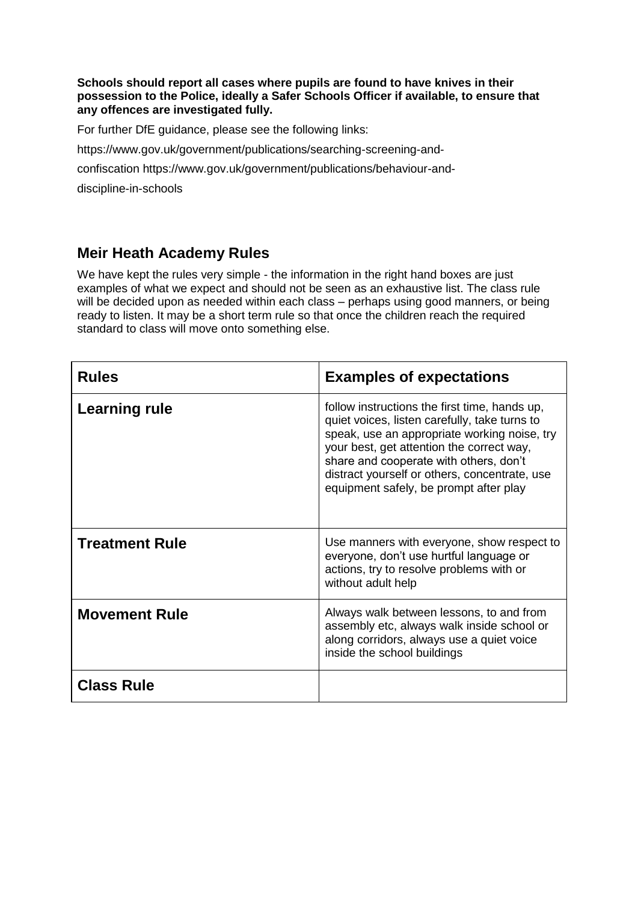**Schools should report all cases where pupils are found to have knives in their possession to the Police, ideally a Safer Schools Officer if available, to ensure that any offences are investigated fully.**

For further DfE guidance, please see the following links:

https://www.gov.uk/government/publications/searching-screening-and-

confiscation https://www.gov.uk/government/publications/behaviour-and-

discipline-in-schools

## Meir Heath Academy Rules

We have kept the rules very simple - the information in the right hand boxes are just examples of what we expect and should not be seen as an exhaustive list. The class rule will be decided upon as needed within each class – perhaps using good manners, or being ready to listen. It may be a short term rule so that once the children reach the required standard to class will move onto something else.

| Rules | Examples of expectations |
|---|---|
| **Learning rule** | follow instructions the first time, hands up, quiet voices, listen carefully, take turns to speak, use an appropriate working noise, try your best, get attention the correct way, share and cooperate with others, don't distract yourself or others, concentrate, use equipment safely, be prompt after play |
| **Treatment Rule** | Use manners with everyone, show respect to everyone, don't use hurtful language or actions, try to resolve problems with or without adult help |
| **Movement Rule** | Always walk between lessons, to and from assembly etc, always walk inside school or along corridors, always use a quiet voice inside the school buildings |
| **Class Rule** | |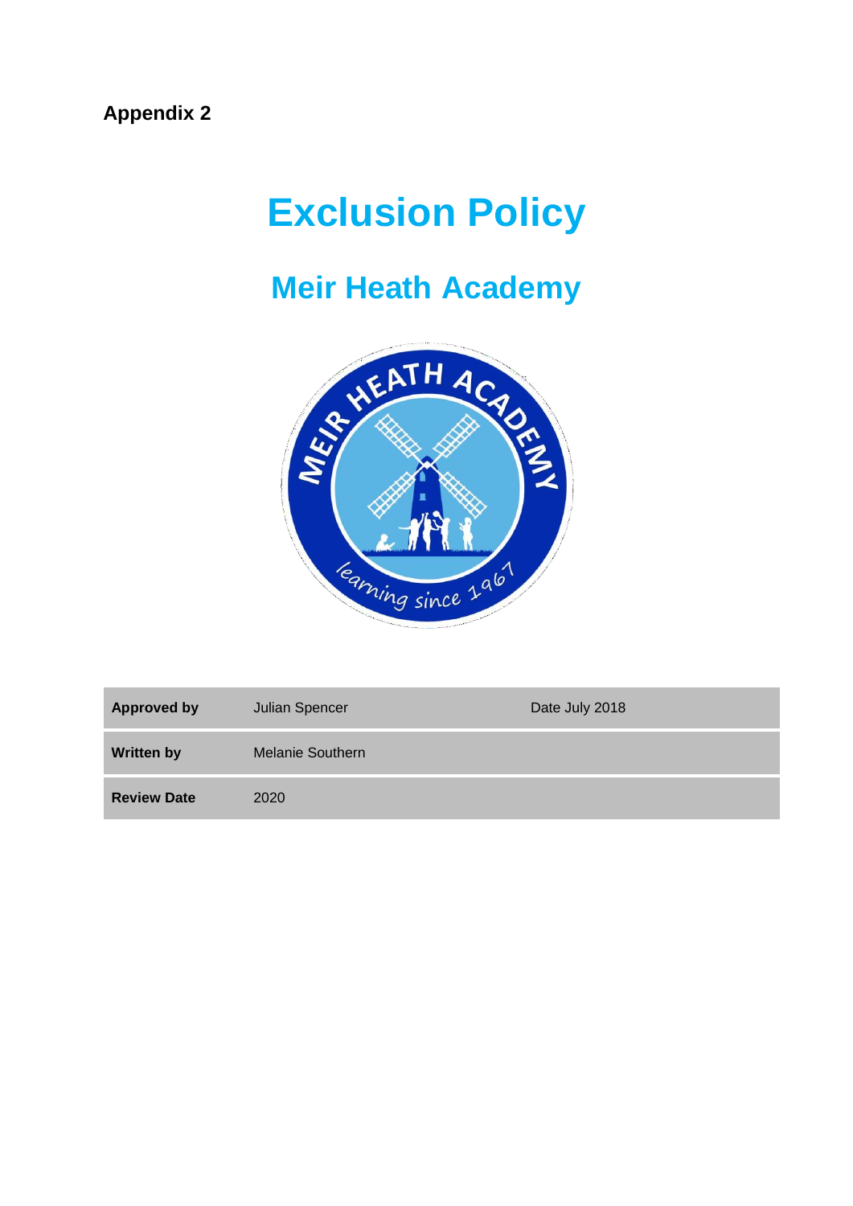**Appendix 2**

# Exclusion Policy

## Meir Heath Academy

| Approved by | Julian Spencer | Date July 2018 |
|---|---|---|
| Written by | Melanie Southern | |
| Review Date | 2020 | |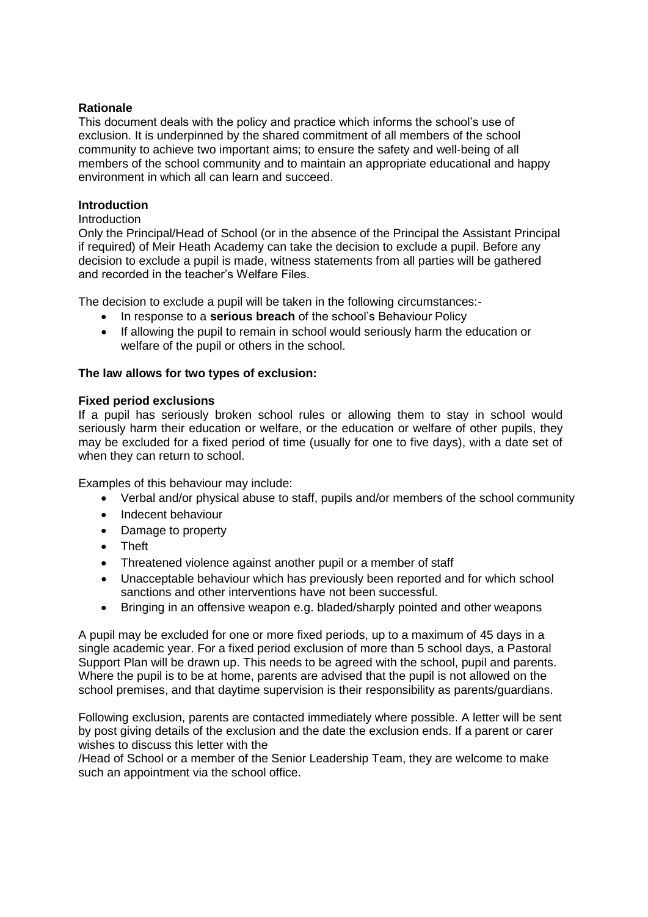**Rationale**

This document deals with the policy and practice which informs the school's use of exclusion. It is underpinned by the shared commitment of all members of the school community to achieve two important aims; to ensure the safety and well-being of all members of the school community and to maintain an appropriate educational and happy environment in which all can learn and succeed.

**Introduction**

Introduction

Only the Principal/Head of School (or in the absence of the Principal the Assistant Principal if required) of Meir Heath Academy can take the decision to exclude a pupil. Before any decision to exclude a pupil is made, witness statements from all parties will be gathered and recorded in the teacher's Welfare Files.

The decision to exclude a pupil will be taken in the following circumstances:-

- In response to a **serious breach** of the school's Behaviour Policy
- If allowing the pupil to remain in school would seriously harm the education or welfare of the pupil or others in the school.

**The law allows for two types of exclusion:**

**Fixed period exclusions**

If a pupil has seriously broken school rules or allowing them to stay in school would seriously harm their education or welfare, or the education or welfare of other pupils, they may be excluded for a fixed period of time (usually for one to five days), with a date set of when they can return to school.

Examples of this behaviour may include:

- Verbal and/or physical abuse to staff, pupils and/or members of the school community
- Indecent behaviour
- Damage to property
- Theft
- Threatened violence against another pupil or a member of staff
- Unacceptable behaviour which has previously been reported and for which school sanctions and other interventions have not been successful.
- Bringing in an offensive weapon e.g. bladed/sharply pointed and other weapons

A pupil may be excluded for one or more fixed periods, up to a maximum of 45 days in a single academic year. For a fixed period exclusion of more than 5 school days, a Pastoral Support Plan will be drawn up. This needs to be agreed with the school, pupil and parents. Where the pupil is to be at home, parents are advised that the pupil is not allowed on the school premises, and that daytime supervision is their responsibility as parents/guardians.

Following exclusion, parents are contacted immediately where possible. A letter will be sent by post giving details of the exclusion and the date the exclusion ends. If a parent or carer wishes to discuss this letter with the
/Head of School or a member of the Senior Leadership Team, they are welcome to make such an appointment via the school office.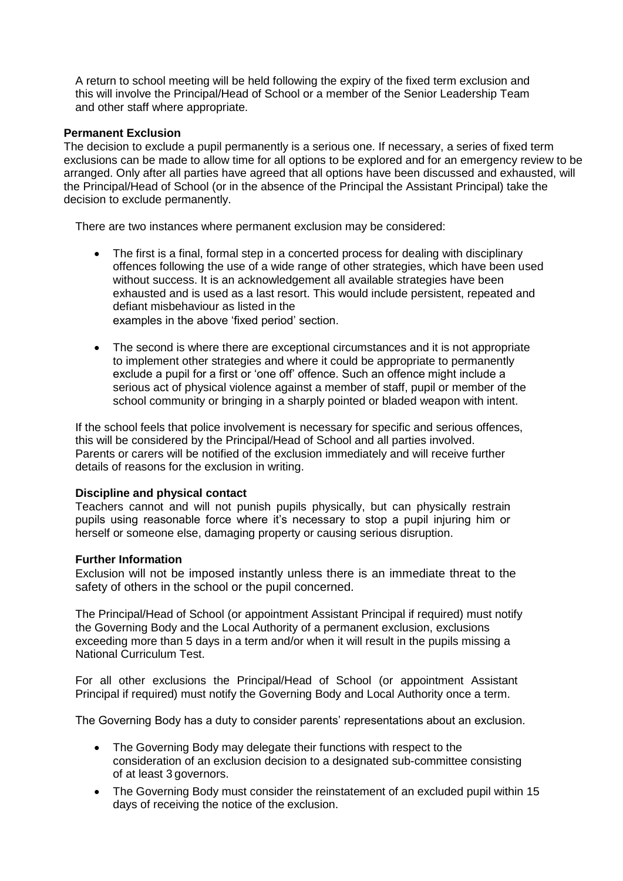A return to school meeting will be held following the expiry of the fixed term exclusion and this will involve the Principal/Head of School or a member of the Senior Leadership Team and other staff where appropriate.

**Permanent Exclusion**

The decision to exclude a pupil permanently is a serious one. If necessary, a series of fixed term exclusions can be made to allow time for all options to be explored and for an emergency review to be arranged. Only after all parties have agreed that all options have been discussed and exhausted, will the Principal/Head of School (or in the absence of the Principal the Assistant Principal) take the decision to exclude permanently.

There are two instances where permanent exclusion may be considered:

- The first is a final, formal step in a concerted process for dealing with disciplinary offences following the use of a wide range of other strategies, which have been used without success. It is an acknowledgement all available strategies have been exhausted and is used as a last resort. This would include persistent, repeated and defiant misbehaviour as listed in the examples in the above 'fixed period' section.
- The second is where there are exceptional circumstances and it is not appropriate to implement other strategies and where it could be appropriate to permanently exclude a pupil for a first or 'one off' offence. Such an offence might include a serious act of physical violence against a member of staff, pupil or member of the school community or bringing in a sharply pointed or bladed weapon with intent.

If the school feels that police involvement is necessary for specific and serious offences, this will be considered by the Principal/Head of School and all parties involved. Parents or carers will be notified of the exclusion immediately and will receive further details of reasons for the exclusion in writing.

**Discipline and physical contact**

Teachers cannot and will not punish pupils physically, but can physically restrain pupils using reasonable force where it's necessary to stop a pupil injuring him or herself or someone else, damaging property or causing serious disruption.

**Further Information**

Exclusion will not be imposed instantly unless there is an immediate threat to the safety of others in the school or the pupil concerned.

The Principal/Head of School (or appointment Assistant Principal if required) must notify the Governing Body and the Local Authority of a permanent exclusion, exclusions exceeding more than 5 days in a term and/or when it will result in the pupils missing a National Curriculum Test.

For all other exclusions the Principal/Head of School (or appointment Assistant Principal if required) must notify the Governing Body and Local Authority once a term.

The Governing Body has a duty to consider parents' representations about an exclusion.

- The Governing Body may delegate their functions with respect to the consideration of an exclusion decision to a designated sub-committee consisting of at least 3 governors.
- The Governing Body must consider the reinstatement of an excluded pupil within 15 days of receiving the notice of the exclusion.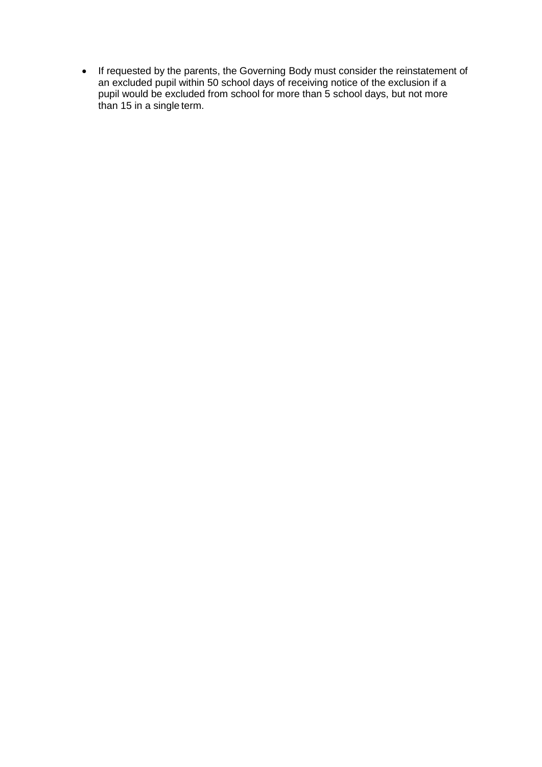- If requested by the parents, the Governing Body must consider the reinstatement of an excluded pupil within 50 school days of receiving notice of the exclusion if a pupil would be excluded from school for more than 5 school days, but not more than 15 in a single term.